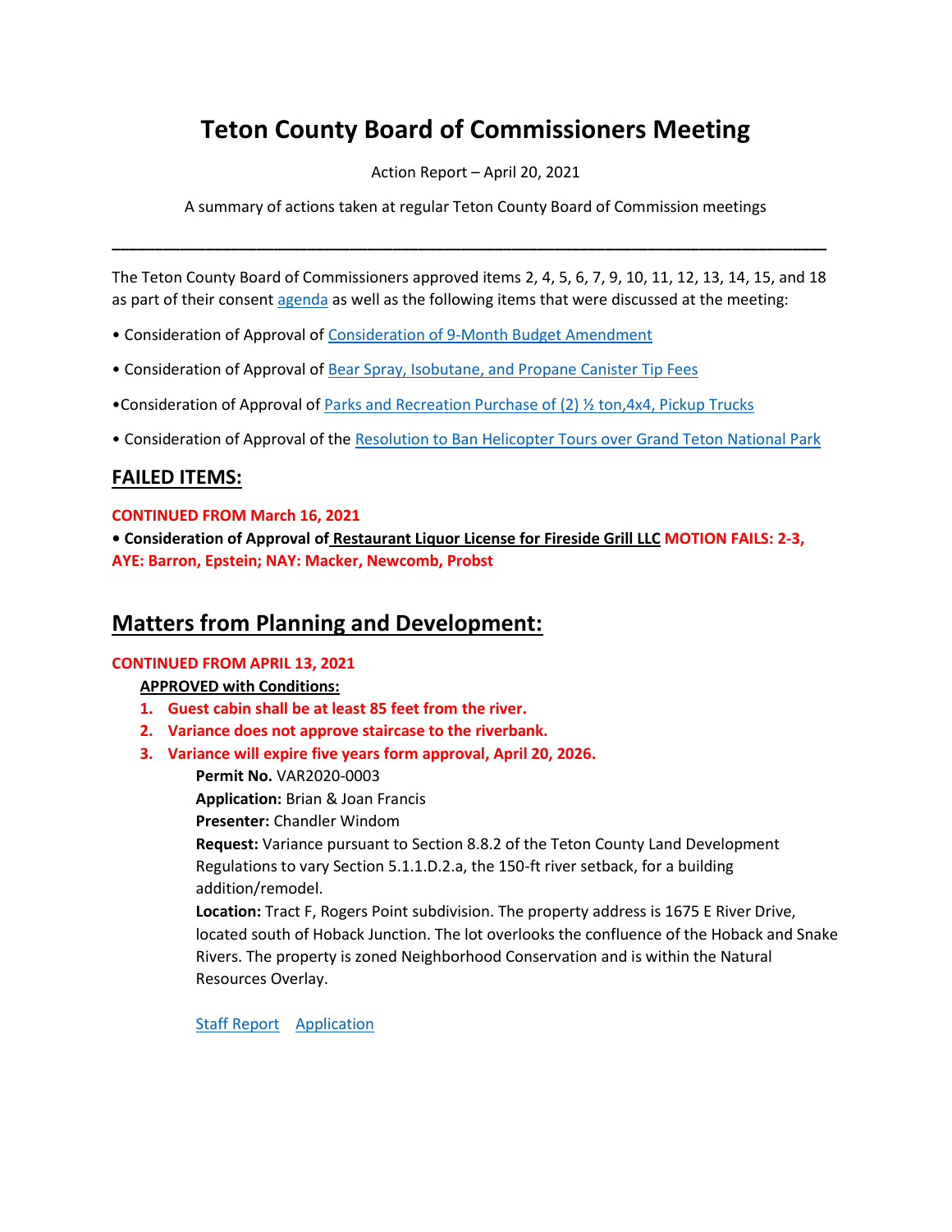# Teton County Board of Commissioners Meeting

Action Report – April 20, 2021

A summary of actions taken at regular Teton County Board of Commission meetings

---

The Teton County Board of Commissioners approved items 2, 4, 5, 6, 7, 9, 10, 11, 12, 13, 14, 15, and 18 as part of their consent agenda as well as the following items that were discussed at the meeting:

- Consideration of Approval of Consideration of 9-Month Budget Amendment
- Consideration of Approval of Bear Spray, Isobutane, and Propane Canister Tip Fees
- Consideration of Approval of Parks and Recreation Purchase of (2) ½ ton,4x4, Pickup Trucks
- Consideration of Approval of the Resolution to Ban Helicopter Tours over Grand Teton National Park

## FAILED ITEMS:

**CONTINUED FROM March 16, 2021**

- **Consideration of Approval of Restaurant Liquor License for Fireside Grill LLC MOTION FAILS: 2-3, AYE: Barron, Epstein; NAY: Macker, Newcomb, Probst**

## Matters from Planning and Development:

**CONTINUED FROM APRIL 13, 2021**

**APPROVED with Conditions:**

1. **Guest cabin shall be at least 85 feet from the river.**
2. **Variance does not approve staircase to the riverbank.**
3. **Variance will expire five years form approval, April 20, 2026.**

**Permit No.** VAR2020-0003
**Application:** Brian & Joan Francis
**Presenter:** Chandler Windom
**Request:** Variance pursuant to Section 8.8.2 of the Teton County Land Development Regulations to vary Section 5.1.1.D.2.a, the 150-ft river setback, for a building addition/remodel.
**Location:** Tract F, Rogers Point subdivision. The property address is 1675 E River Drive, located south of Hoback Junction. The lot overlooks the confluence of the Hoback and Snake Rivers. The property is zoned Neighborhood Conservation and is within the Natural Resources Overlay.

Staff Report    Application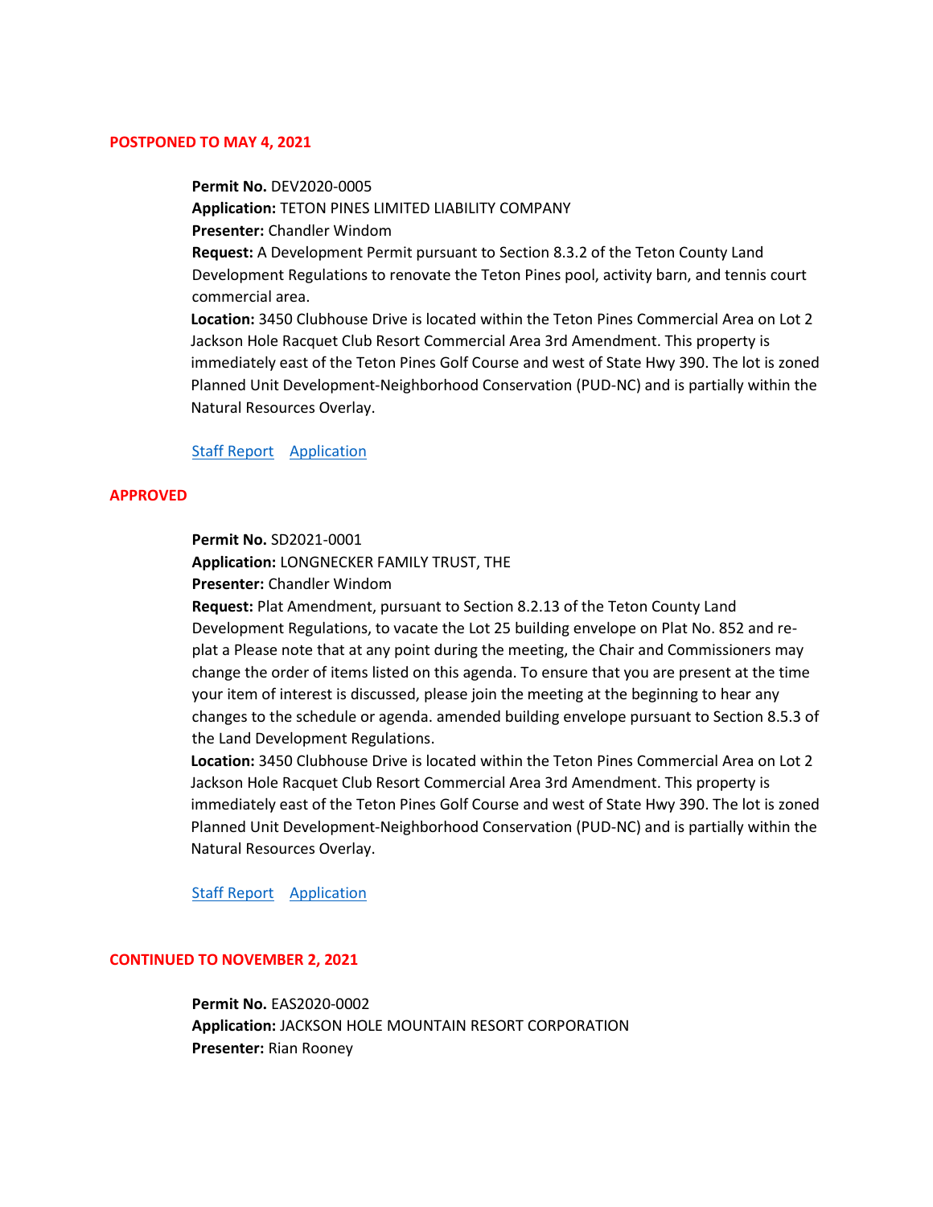**POSTPONED TO MAY 4, 2021**

**Permit No.** DEV2020-0005
**Application:** TETON PINES LIMITED LIABILITY COMPANY
**Presenter:** Chandler Windom
**Request:** A Development Permit pursuant to Section 8.3.2 of the Teton County Land Development Regulations to renovate the Teton Pines pool, activity barn, and tennis court commercial area.
**Location:** 3450 Clubhouse Drive is located within the Teton Pines Commercial Area on Lot 2 Jackson Hole Racquet Club Resort Commercial Area 3rd Amendment. This property is immediately east of the Teton Pines Golf Course and west of State Hwy 390. The lot is zoned Planned Unit Development-Neighborhood Conservation (PUD-NC) and is partially within the Natural Resources Overlay.

Staff Report    Application

**APPROVED**

**Permit No.** SD2021-0001
**Application:** LONGNECKER FAMILY TRUST, THE
**Presenter:** Chandler Windom
**Request:** Plat Amendment, pursuant to Section 8.2.13 of the Teton County Land Development Regulations, to vacate the Lot 25 building envelope on Plat No. 852 and re-plat a Please note that at any point during the meeting, the Chair and Commissioners may change the order of items listed on this agenda. To ensure that you are present at the time your item of interest is discussed, please join the meeting at the beginning to hear any changes to the schedule or agenda. amended building envelope pursuant to Section 8.5.3 of the Land Development Regulations.
**Location:** 3450 Clubhouse Drive is located within the Teton Pines Commercial Area on Lot 2 Jackson Hole Racquet Club Resort Commercial Area 3rd Amendment. This property is immediately east of the Teton Pines Golf Course and west of State Hwy 390. The lot is zoned Planned Unit Development-Neighborhood Conservation (PUD-NC) and is partially within the Natural Resources Overlay.

Staff Report    Application

**CONTINUED TO NOVEMBER 2, 2021**

**Permit No.** EAS2020-0002
**Application:** JACKSON HOLE MOUNTAIN RESORT CORPORATION
**Presenter:** Rian Rooney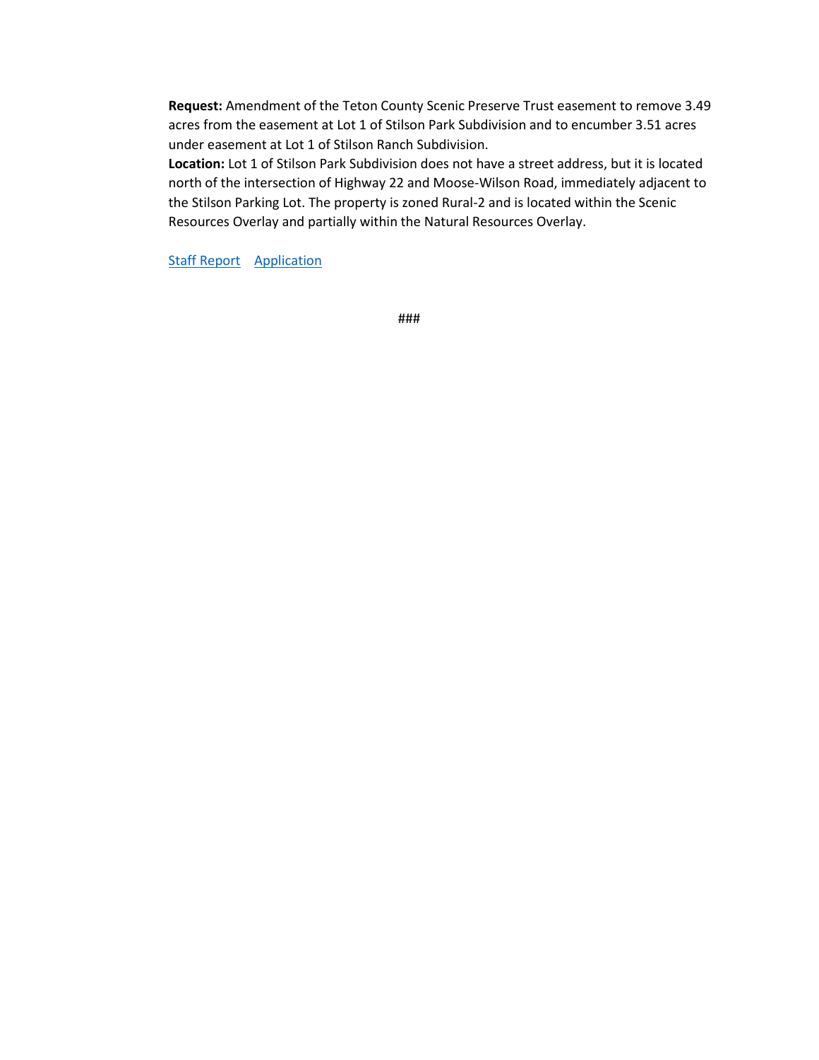**Request:** Amendment of the Teton County Scenic Preserve Trust easement to remove 3.49 acres from the easement at Lot 1 of Stilson Park Subdivision and to encumber 3.51 acres under easement at Lot 1 of Stilson Ranch Subdivision.
**Location:** Lot 1 of Stilson Park Subdivision does not have a street address, but it is located north of the intersection of Highway 22 and Moose-Wilson Road, immediately adjacent to the Stilson Parking Lot. The property is zoned Rural-2 and is located within the Scenic Resources Overlay and partially within the Natural Resources Overlay.

Staff Report    Application

###